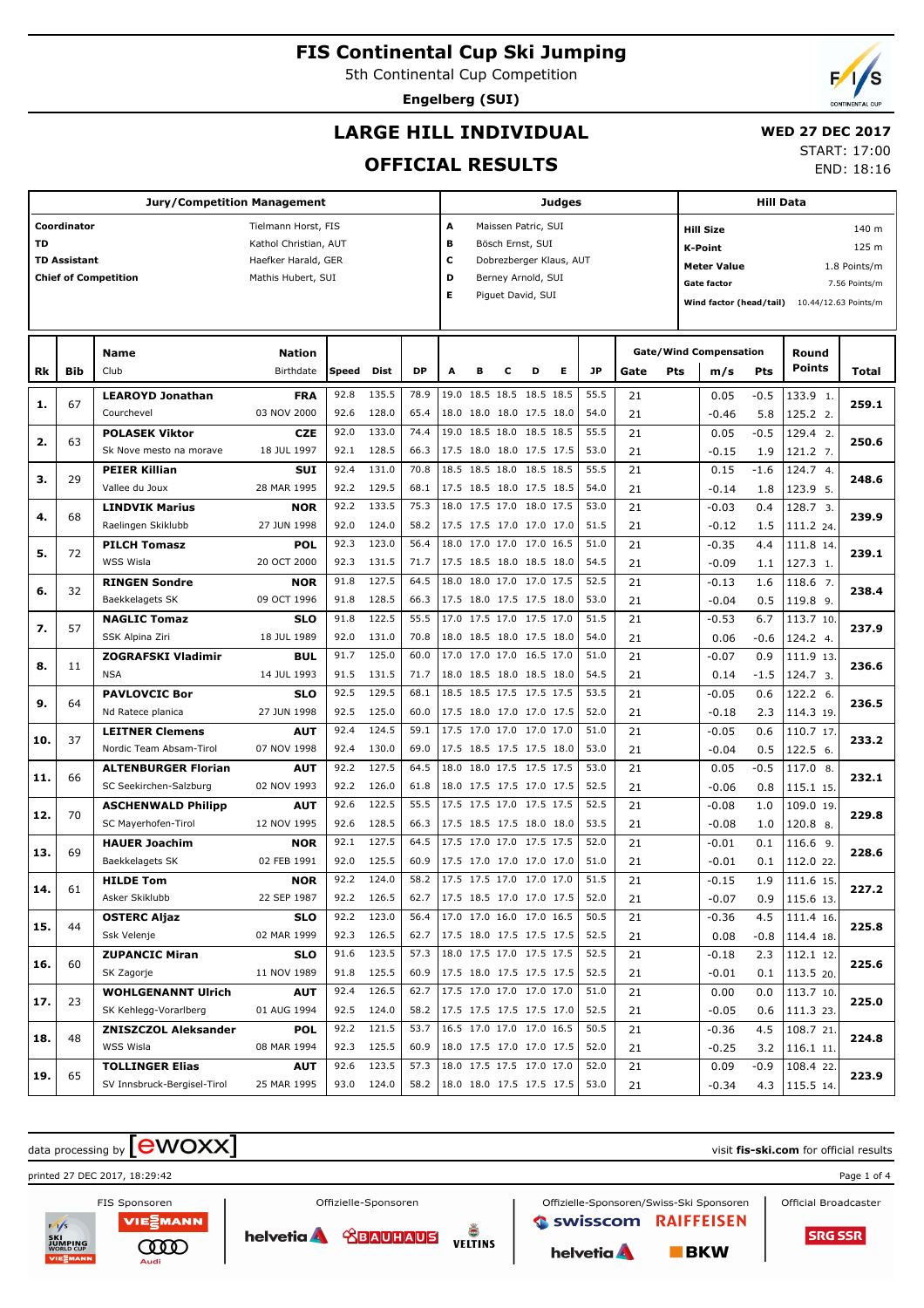# FIS Continental Cup Ski Jumping

5th Continental Cup Competition

**Engelberg (SUI)**

## LARGE HILL INDIVIDUAL

## OFFICIAL RESULTS

**WED 27 DEC 2017**
START: 17:00
END: 18:16

| Jury/Competition Management | | Judges | | Hill Data | |
|---|---|---|---|---|---|
| **Coordinator** | Tielmann Horst, FIS | A | Maissen Patric, SUI | **Hill Size** | 140 m |
| **TD** | Kathol Christian, AUT | B | Bösch Ernst, SUI | **K-Point** | 125 m |
| **TD Assistant** | Haefker Harald, GER | C | Dobrezberger Klaus, AUT | **Meter Value** | 1.8 Points/m |
| **Chief of Competition** | Mathis Hubert, SUI | D | Berney Arnold, SUI | **Gate factor** | 7.56 Points/m |
| | | E | Piguet David, SUI | **Wind factor (head/tail)** | 10.44/12.63 Points/m |

| Rk | Bib | Name / Club | Nation / Birthdate | Speed | Dist | DP | A | B | C | D | E | JP | Gate | Pts | m/s | Pts | Round Points | Total |
|---|---|---|---|---|---|---|---|---|---|---|---|---|---|---|---|---|---|---|
| 1. | 67 | **LEAROYD Jonathan** | **FRA** | 92.8 | 135.5 | 78.9 | 19.0 | 18.5 | 18.5 | 18.5 | 18.5 | 55.5 | 21 | | 0.05 | -0.5 | 133.9 1. | **259.1** |
| | | Courchevel | 03 NOV 2000 | 92.6 | 128.0 | 65.4 | 18.0 | 18.0 | 18.0 | 17.5 | 18.0 | 54.0 | 21 | | -0.46 | 5.8 | 125.2 2. | |
| 2. | 63 | **POLASEK Viktor** | **CZE** | 92.0 | 133.0 | 74.4 | 19.0 | 18.5 | 18.0 | 18.5 | 18.5 | 55.5 | 21 | | 0.05 | -0.5 | 129.4 2. | **250.6** |
| | | Sk Nove mesto na morave | 18 JUL 1997 | 92.1 | 128.5 | 66.3 | 17.5 | 18.0 | 18.0 | 17.5 | 17.5 | 53.0 | 21 | | -0.15 | 1.9 | 121.2 7. | |
| 3. | 29 | **PEIER Killian** | **SUI** | 92.4 | 131.0 | 70.8 | 18.5 | 18.5 | 18.0 | 18.5 | 18.5 | 55.5 | 21 | | 0.15 | -1.6 | 124.7 4. | **248.6** |
| | | Vallee du Joux | 28 MAR 1995 | 92.2 | 129.5 | 68.1 | 17.5 | 18.5 | 18.0 | 17.5 | 18.5 | 54.0 | 21 | | -0.14 | 1.8 | 123.9 5. | |
| 4. | 68 | **LINDVIK Marius** | **NOR** | 92.2 | 133.5 | 75.3 | 18.0 | 17.5 | 17.0 | 18.0 | 17.5 | 53.0 | 21 | | -0.03 | 0.4 | 128.7 3. | **239.9** |
| | | Raelingen Skiklubb | 27 JUN 1998 | 92.0 | 124.0 | 58.2 | 17.5 | 17.5 | 17.0 | 17.0 | 17.0 | 51.5 | 21 | | -0.12 | 1.5 | 111.2 24. | |
| 5. | 72 | **PILCH Tomasz** | **POL** | 92.3 | 123.0 | 56.4 | 18.0 | 17.0 | 17.0 | 17.0 | 16.5 | 51.0 | 21 | | -0.35 | 4.4 | 111.8 14. | **239.1** |
| | | WSS Wisla | 20 OCT 2000 | 92.3 | 131.5 | 71.7 | 17.5 | 18.5 | 18.0 | 18.5 | 18.0 | 54.5 | 21 | | -0.09 | 1.1 | 127.3 1. | |
| 6. | 32 | **RINGEN Sondre** | **NOR** | 91.8 | 127.5 | 64.5 | 18.0 | 18.0 | 17.0 | 17.0 | 17.5 | 52.5 | 21 | | -0.13 | 1.6 | 118.6 7. | **238.4** |
| | | Baekkelagets SK | 09 OCT 1996 | 91.8 | 128.5 | 66.3 | 17.5 | 18.0 | 17.5 | 17.5 | 18.0 | 53.0 | 21 | | -0.04 | 0.5 | 119.8 9. | |
| 7. | 57 | **NAGLIC Tomaz** | **SLO** | 91.8 | 122.5 | 55.5 | 17.0 | 17.5 | 17.0 | 17.5 | 17.0 | 51.5 | 21 | | -0.53 | 6.7 | 113.7 10. | **237.9** |
| | | SSK Alpina Ziri | 18 JUL 1989 | 92.0 | 131.0 | 70.8 | 18.0 | 18.5 | 18.0 | 17.5 | 18.0 | 54.0 | 21 | | 0.06 | -0.6 | 124.2 4. | |
| 8. | 11 | **ZOGRAFSKI Vladimir** | **BUL** | 91.7 | 125.0 | 60.0 | 17.0 | 17.0 | 17.0 | 16.5 | 17.0 | 51.0 | 21 | | -0.07 | 0.9 | 111.9 13. | **236.6** |
| | | NSA | 14 JUL 1993 | 91.5 | 131.5 | 71.7 | 18.0 | 18.5 | 18.0 | 18.5 | 18.0 | 54.5 | 21 | | 0.14 | -1.5 | 124.7 3. | |
| 9. | 64 | **PAVLOVCIC Bor** | **SLO** | 92.5 | 129.5 | 68.1 | 18.5 | 18.5 | 17.5 | 17.5 | 17.5 | 53.5 | 21 | | -0.05 | 0.6 | 122.2 6. | **236.5** |
| | | Nd Ratece planica | 27 JUN 1998 | 92.5 | 125.0 | 60.0 | 17.5 | 18.0 | 17.0 | 17.0 | 17.5 | 52.0 | 21 | | -0.18 | 2.3 | 114.3 19. | |
| 10. | 37 | **LEITNER Clemens** | **AUT** | 92.4 | 124.5 | 59.1 | 17.5 | 17.0 | 17.0 | 17.0 | 17.0 | 51.0 | 21 | | -0.05 | 0.6 | 110.7 17. | **233.2** |
| | | Nordic Team Absam-Tirol | 07 NOV 1998 | 92.4 | 130.0 | 69.0 | 17.5 | 18.5 | 17.5 | 17.5 | 18.0 | 53.0 | 21 | | -0.04 | 0.5 | 122.5 6. | |
| 11. | 66 | **ALTENBURGER Florian** | **AUT** | 92.2 | 127.5 | 64.5 | 18.0 | 18.0 | 17.5 | 17.5 | 17.5 | 53.0 | 21 | | 0.05 | -0.5 | 117.0 8. | **232.1** |
| | | SC Seekirchen-Salzburg | 02 NOV 1993 | 92.2 | 126.0 | 61.8 | 18.0 | 17.5 | 17.5 | 17.0 | 17.5 | 52.5 | 21 | | -0.06 | 0.8 | 115.1 15. | |
| 12. | 70 | **ASCHENWALD Philipp** | **AUT** | 92.6 | 122.5 | 55.5 | 17.5 | 17.5 | 17.0 | 17.5 | 17.5 | 52.5 | 21 | | -0.08 | 1.0 | 109.0 19. | **229.8** |
| | | SC Mayerhofen-Tirol | 12 NOV 1995 | 92.6 | 128.5 | 66.3 | 17.5 | 18.5 | 17.5 | 18.0 | 18.0 | 53.5 | 21 | | -0.08 | 1.0 | 120.8 8. | |
| 13. | 69 | **HAUER Joachim** | **NOR** | 92.1 | 127.5 | 64.5 | 17.5 | 17.0 | 17.0 | 17.5 | 17.5 | 52.0 | 21 | | -0.01 | 0.1 | 116.6 9. | **228.6** |
| | | Baekkelagets SK | 02 FEB 1991 | 92.0 | 125.5 | 60.9 | 17.5 | 17.0 | 17.0 | 17.0 | 17.0 | 51.0 | 21 | | -0.01 | 0.1 | 112.0 22. | |
| 14. | 61 | **HILDE Tom** | **NOR** | 92.2 | 124.0 | 58.2 | 17.5 | 17.5 | 17.0 | 17.0 | 17.0 | 51.5 | 21 | | -0.15 | 1.9 | 111.6 15. | **227.2** |
| | | Asker Skiklubb | 22 SEP 1987 | 92.2 | 126.5 | 62.7 | 17.5 | 18.5 | 17.0 | 17.0 | 17.5 | 52.0 | 21 | | -0.07 | 0.9 | 115.6 13. | |
| 15. | 44 | **OSTERC Aljaz** | **SLO** | 92.2 | 123.0 | 56.4 | 17.0 | 17.0 | 16.0 | 17.0 | 16.5 | 50.5 | 21 | | -0.36 | 4.5 | 111.4 16. | **225.8** |
| | | Ssk Velenje | 02 MAR 1999 | 92.3 | 126.5 | 62.7 | 17.5 | 18.0 | 17.5 | 17.5 | 17.5 | 52.5 | 21 | | 0.08 | -0.8 | 114.4 18. | |
| 16. | 60 | **ZUPANCIC Miran** | **SLO** | 91.6 | 123.5 | 57.3 | 18.0 | 17.5 | 17.0 | 17.5 | 17.5 | 52.5 | 21 | | -0.18 | 2.3 | 112.1 12. | **225.6** |
| | | SK Zagorje | 11 NOV 1989 | 91.8 | 125.5 | 60.9 | 17.5 | 18.0 | 17.5 | 17.5 | 17.5 | 52.5 | 21 | | -0.01 | 0.1 | 113.5 20. | |
| 17. | 23 | **WOHLGENANNT Ulrich** | **AUT** | 92.4 | 126.5 | 62.7 | 17.5 | 17.0 | 17.0 | 17.0 | 17.0 | 51.0 | 21 | | 0.00 | 0.0 | 113.7 10. | **225.0** |
| | | SK Kehlegg-Vorarlberg | 01 AUG 1994 | 92.5 | 124.0 | 58.2 | 17.5 | 17.5 | 17.5 | 17.5 | 17.0 | 52.5 | 21 | | -0.05 | 0.6 | 111.3 23. | |
| 18. | 48 | **ZNISZCZOL Aleksander** | **POL** | 92.2 | 121.5 | 53.7 | 16.5 | 17.0 | 17.0 | 17.0 | 16.5 | 50.5 | 21 | | -0.36 | 4.5 | 108.7 21. | **224.8** |
| | | WSS Wisla | 08 MAR 1994 | 92.3 | 125.5 | 60.9 | 18.0 | 17.5 | 17.0 | 17.0 | 17.5 | 52.0 | 21 | | -0.25 | 3.2 | 116.1 11. | |
| 19. | 65 | **TOLLINGER Elias** | **AUT** | 92.6 | 123.5 | 57.3 | 18.0 | 17.5 | 17.5 | 17.0 | 17.0 | 52.0 | 21 | | 0.09 | -0.9 | 108.4 22. | **223.9** |
| | | SV Innsbruck-Bergisel-Tirol | 25 MAR 1995 | 93.0 | 124.0 | 58.2 | 18.0 | 18.0 | 17.5 | 17.5 | 17.5 | 53.0 | 21 | | -0.34 | 4.3 | 115.5 14. | |

data processing by ewoxx — visit **fis-ski.com** for official results

printed 27 DEC 2017, 18:29:42

FIS Sponsoren: VIESSMANN, Audi — Offizielle-Sponsoren: helvetia, BAUHAUS, VELTINS — Offizielle-Sponsoren/Swiss-Ski Sponsoren: swisscom, RAIFFEISEN, helvetia, BKW — Official Broadcaster: SRG SSR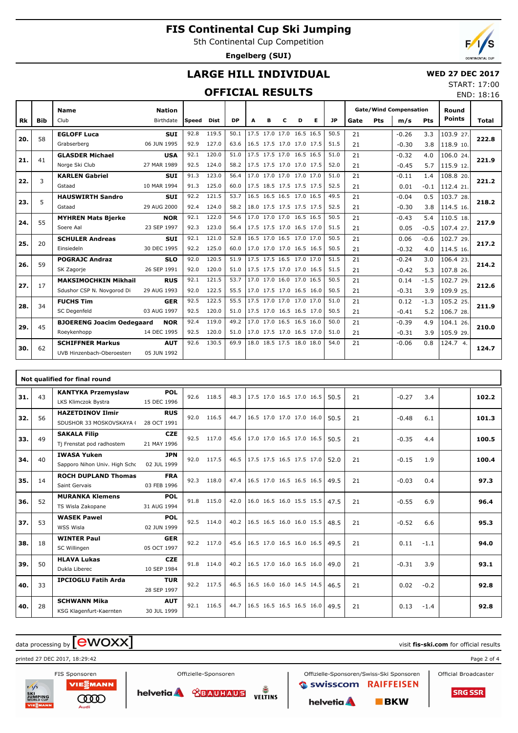# FIS Continental Cup Ski Jumping

5th Continental Cup Competition

**Engelberg (SUI)**

## LARGE HILL INDIVIDUAL

## OFFICIAL RESULTS

**WED 27 DEC 2017**

START: 17:00

END: 18:16

| Rk | Bib | Name / Club | Nation / Birthdate | Speed | Dist | DP | A | B | C | D | E | JP | Gate | Pts | m/s | Pts | Round Points | Total |
|---|---|---|---|---|---|---|---|---|---|---|---|---|---|---|---|---|---|---|
| 20. | 58 | **EGLOFF Luca** | **SUI** | 92.8 | 119.5 | 50.1 | 17.5 | 17.0 | 17.0 | 16.5 | 16.5 | 50.5 | 21 | | -0.26 | 3.3 | 103.9 27. | **222.8** |
| | | Grabserberg | 06 JUN 1995 | 92.9 | 127.0 | 63.6 | 16.5 | 17.5 | 17.0 | 17.0 | 17.5 | 51.5 | 21 | | -0.30 | 3.8 | 118.9 10. | |
| 21. | 41 | **GLASDER Michael** | **USA** | 92.1 | 120.0 | 51.0 | 17.5 | 17.5 | 17.0 | 16.5 | 16.5 | 51.0 | 21 | | -0.32 | 4.0 | 106.0 24. | **221.9** |
| | | Norge Ski Club | 27 MAR 1989 | 92.5 | 124.0 | 58.2 | 17.5 | 17.5 | 17.0 | 17.0 | 17.5 | 52.0 | 21 | | -0.45 | 5.7 | 115.9 12. | |
| 22. | 3 | **KARLEN Gabriel** | **SUI** | 91.3 | 123.0 | 56.4 | 17.0 | 17.0 | 17.0 | 17.0 | 17.0 | 51.0 | 21 | | -0.11 | 1.4 | 108.8 20. | **221.2** |
| | | Gstaad | 10 MAR 1994 | 91.3 | 125.0 | 60.0 | 17.5 | 18.5 | 17.5 | 17.5 | 17.5 | 52.5 | 21 | | 0.01 | -0.1 | 112.4 21. | |
| 23. | 5 | **HAUSWIRTH Sandro** | **SUI** | 92.2 | 121.5 | 53.7 | 16.5 | 16.5 | 16.5 | 17.0 | 16.5 | 49.5 | 21 | | -0.04 | 0.5 | 103.7 28. | **218.2** |
| | | Gstaad | 29 AUG 2000 | 92.4 | 124.0 | 58.2 | 18.0 | 17.5 | 17.5 | 17.5 | 17.5 | 52.5 | 21 | | -0.30 | 3.8 | 114.5 16. | |
| 24. | 55 | **MYHREN Mats Bjerke** | **NOR** | 92.1 | 122.0 | 54.6 | 17.0 | 17.0 | 17.0 | 16.5 | 16.5 | 50.5 | 21 | | -0.43 | 5.4 | 110.5 18. | **217.9** |
| | | Soere Aal | 23 SEP 1997 | 92.3 | 123.0 | 56.4 | 17.5 | 17.5 | 17.0 | 16.5 | 17.0 | 51.5 | 21 | | 0.05 | -0.5 | 107.4 27. | |
| 25. | 20 | **SCHULER Andreas** | **SUI** | 92.1 | 121.0 | 52.8 | 16.5 | 17.0 | 16.5 | 17.0 | 17.0 | 50.5 | 21 | | 0.06 | -0.6 | 102.7 29. | **217.2** |
| | | Einsiedeln | 30 DEC 1995 | 92.2 | 125.0 | 60.0 | 17.0 | 17.0 | 17.0 | 16.5 | 16.5 | 50.5 | 21 | | -0.32 | 4.0 | 114.5 16. | |
| 26. | 59 | **POGRAJC Andraz** | **SLO** | 92.0 | 120.5 | 51.9 | 17.5 | 17.5 | 16.5 | 17.0 | 17.0 | 51.5 | 21 | | -0.24 | 3.0 | 106.4 23. | **214.2** |
| | | SK Zagorje | 26 SEP 1991 | 92.0 | 120.0 | 51.0 | 17.5 | 17.5 | 17.0 | 17.0 | 16.5 | 51.5 | 21 | | -0.42 | 5.3 | 107.8 26. | |
| 27. | 17 | **MAKSIMOCHKIN Mikhail** | **RUS** | 92.1 | 121.5 | 53.7 | 17.0 | 17.0 | 16.0 | 17.0 | 16.5 | 50.5 | 21 | | 0.14 | -1.5 | 102.7 29. | **212.6** |
| | | Sdushor CSP N. Novgorod Di | 29 AUG 1993 | 92.0 | 122.5 | 55.5 | 17.0 | 17.5 | 17.0 | 16.5 | 16.0 | 50.5 | 21 | | -0.31 | 3.9 | 109.9 25. | |
| 28. | 34 | **FUCHS Tim** | **GER** | 92.5 | 122.5 | 55.5 | 17.5 | 17.0 | 17.0 | 17.0 | 17.0 | 51.0 | 21 | | 0.12 | -1.3 | 105.2 25. | **211.9** |
| | | SC Degenfeld | 03 AUG 1997 | 92.5 | 120.0 | 51.0 | 17.5 | 17.0 | 16.5 | 16.5 | 17.0 | 50.5 | 21 | | -0.41 | 5.2 | 106.7 28. | |
| 29. | 45 | **BJOERENG Joacim Oedegaard** | **NOR** | 92.4 | 119.0 | 49.2 | 17.0 | 17.0 | 16.5 | 16.5 | 16.0 | 50.0 | 21 | | -0.39 | 4.9 | 104.1 26. | **210.0** |
| | | Roeykenhopp | 14 DEC 1995 | 92.5 | 120.0 | 51.0 | 17.0 | 17.5 | 17.0 | 16.5 | 17.0 | 51.0 | 21 | | -0.31 | 3.9 | 105.9 29. | |
| 30. | 62 | **SCHIFFNER Markus** | **AUT** | 92.6 | 130.5 | 69.9 | 18.0 | 18.5 | 17.5 | 18.0 | 18.0 | 54.0 | 21 | | -0.06 | 0.8 | 124.7 4. | **124.7** |
| | | UVB Hinzenbach-Oberoesterr | 05 JUN 1992 | | | | | | | | | | | | | | | |

### Not qualified for final round

| Rk | Bib | Name / Club | Nation / Birthdate | Speed | Dist | DP | A | B | C | D | E | JP | Gate | Pts | m/s | Pts | Round Points | Total |
|---|---|---|---|---|---|---|---|---|---|---|---|---|---|---|---|---|---|---|
| 31. | 43 | **KANTYKA Przemyslaw** / LKS Klimczok Bystra | **POL** / 15 DEC 1996 | 92.6 | 118.5 | 48.3 | 17.5 | 17.0 | 16.5 | 17.0 | 16.5 | 50.5 | 21 | | -0.27 | 3.4 | | **102.2** |
| 32. | 56 | **HAZETDINOV Ilmir** / SDUSHOR 33 MOSKOVSKAYA ( | **RUS** / 28 OCT 1991 | 92.0 | 116.5 | 44.7 | 16.5 | 17.0 | 17.0 | 17.0 | 16.0 | 50.5 | 21 | | -0.48 | 6.1 | | **101.3** |
| 33. | 49 | **SAKALA Filip** / Tj Frenstat pod radhostem | **CZE** / 21 MAY 1996 | 92.5 | 117.0 | 45.6 | 17.0 | 17.0 | 16.5 | 17.0 | 16.5 | 50.5 | 21 | | -0.35 | 4.4 | | **100.5** |
| 34. | 40 | **IWASA Yuken** / Sapporo Nihon Univ. High Schc | **JPN** / 02 JUL 1999 | 92.0 | 117.5 | 46.5 | 17.5 | 17.5 | 16.5 | 17.5 | 17.0 | 52.0 | 21 | | -0.15 | 1.9 | | **100.4** |
| 35. | 14 | **ROCH DUPLAND Thomas** / Saint Gervais | **FRA** / 03 FEB 1996 | 92.3 | 118.0 | 47.4 | 16.5 | 17.0 | 16.5 | 16.5 | 16.5 | 49.5 | 21 | | -0.03 | 0.4 | | **97.3** |
| 36. | 52 | **MURANKA Klemens** / TS Wisla Zakopane | **POL** / 31 AUG 1994 | 91.8 | 115.0 | 42.0 | 16.0 | 16.5 | 16.0 | 15.5 | 15.5 | 47.5 | 21 | | -0.55 | 6.9 | | **96.4** |
| 37. | 53 | **WASEK Pawel** / WSS Wisla | **POL** / 02 JUN 1999 | 92.5 | 114.0 | 40.2 | 16.5 | 16.5 | 16.0 | 16.0 | 15.5 | 48.5 | 21 | | -0.52 | 6.6 | | **95.3** |
| 38. | 18 | **WINTER Paul** / SC Willingen | **GER** / 05 OCT 1997 | 92.2 | 117.0 | 45.6 | 16.5 | 17.0 | 16.5 | 16.0 | 16.5 | 49.5 | 21 | | 0.11 | -1.1 | | **94.0** |
| 39. | 50 | **HLAVA Lukas** / Dukla Liberec | **CZE** / 10 SEP 1984 | 91.8 | 114.0 | 40.2 | 16.5 | 17.0 | 16.0 | 16.5 | 16.0 | 49.0 | 21 | | -0.31 | 3.9 | | **93.1** |
| 40. | 33 | **IPCIOGLU Fatih Arda** | **TUR** / 28 SEP 1997 | 92.2 | 117.5 | 46.5 | 16.5 | 16.0 | 16.0 | 14.5 | 14.5 | 46.5 | 21 | | 0.02 | -0.2 | | **92.8** |
| 40. | 28 | **SCHWANN Mika** / KSG Klagenfurt-Kaernten | **AUT** / 30 JUL 1999 | 92.1 | 116.5 | 44.7 | 16.5 | 16.5 | 16.5 | 16.5 | 16.0 | 49.5 | 21 | | 0.13 | -1.4 | | **92.8** |

data processing by ewoxx — visit fis-ski.com for official results

printed 27 DEC 2017, 18:29:42

FIS Sponsoren: VIESSMANN, Audi — Offizielle-Sponsoren: helvetia, BAUHAUS, VELTINS — Offizielle-Sponsoren/Swiss-Ski Sponsoren: swisscom, RAIFFEISEN, helvetia, BKW — Official Broadcaster: SRG SSR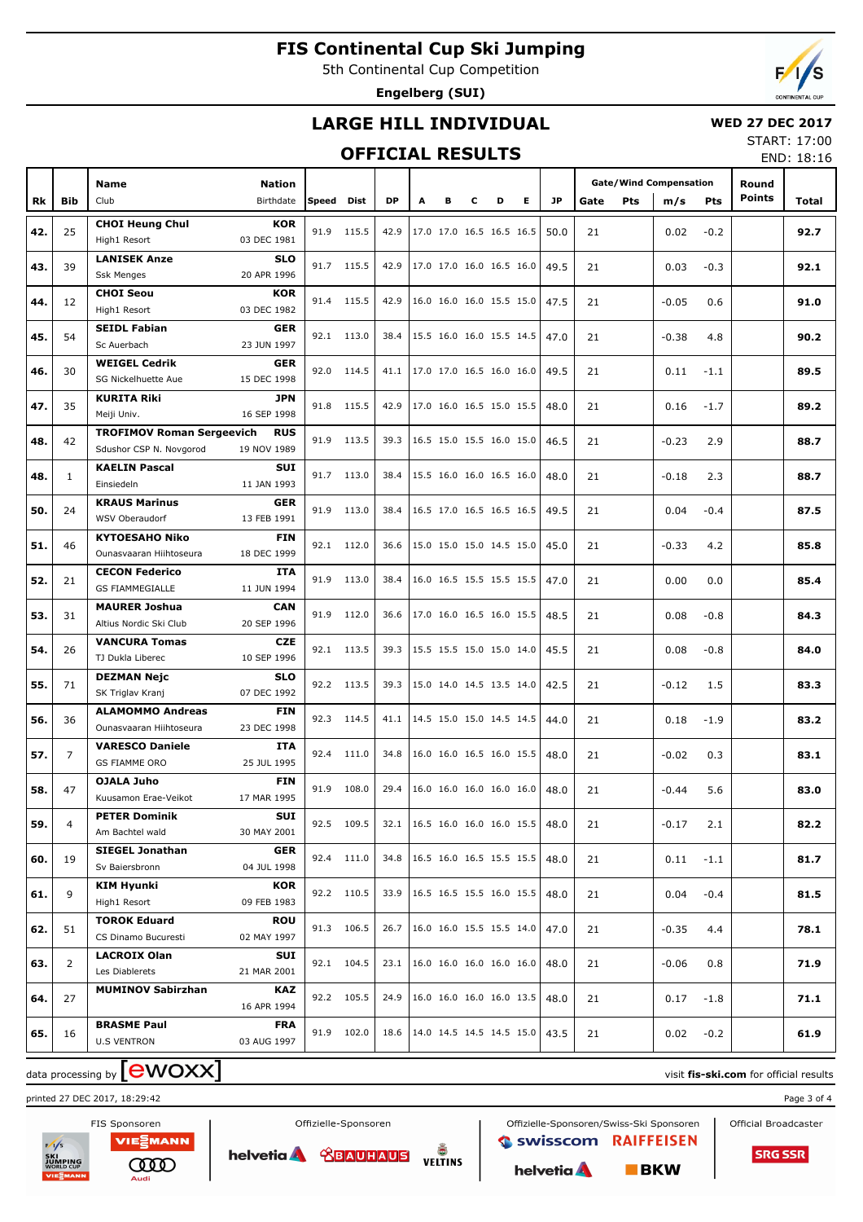# FIS Continental Cup Ski Jumping

5th Continental Cup Competition

**Engelberg (SUI)**

## LARGE HILL INDIVIDUAL

**WED 27 DEC 2017**

START: 17:00
END: 18:16

## OFFICIAL RESULTS

| Rk | Bib | Name / Club | Nation / Birthdate | Speed | Dist | DP | A | B | C | D | E | JP | Gate | Pts | m/s | Pts | Round Points | Total |
|---|---|---|---|---|---|---|---|---|---|---|---|---|---|---|---|---|---|---|
| 42. | 25 | **CHOI Heung Chul** High1 Resort | **KOR** 03 DEC 1981 | 91.9 | 115.5 | 42.9 | 17.0 | 17.0 | 16.5 | 16.5 | 16.5 | 50.0 | 21 | | 0.02 | -0.2 | | **92.7** |
| 43. | 39 | **LANISEK Anze** Ssk Menges | **SLO** 20 APR 1996 | 91.7 | 115.5 | 42.9 | 17.0 | 17.0 | 16.0 | 16.5 | 16.0 | 49.5 | 21 | | 0.03 | -0.3 | | **92.1** |
| 44. | 12 | **CHOI Seou** High1 Resort | **KOR** 03 DEC 1982 | 91.4 | 115.5 | 42.9 | 16.0 | 16.0 | 16.0 | 15.5 | 15.0 | 47.5 | 21 | | -0.05 | 0.6 | | **91.0** |
| 45. | 54 | **SEIDL Fabian** Sc Auerbach | **GER** 23 JUN 1997 | 92.1 | 113.0 | 38.4 | 15.5 | 16.0 | 16.0 | 15.5 | 14.5 | 47.0 | 21 | | -0.38 | 4.8 | | **90.2** |
| 46. | 30 | **WEIGEL Cedrik** SG Nickelhuette Aue | **GER** 15 DEC 1998 | 92.0 | 114.5 | 41.1 | 17.0 | 17.0 | 16.5 | 16.0 | 16.0 | 49.5 | 21 | | 0.11 | -1.1 | | **89.5** |
| 47. | 35 | **KURITA Riki** Meiji Univ. | **JPN** 16 SEP 1998 | 91.8 | 115.5 | 42.9 | 17.0 | 16.0 | 16.5 | 15.0 | 15.5 | 48.0 | 21 | | 0.16 | -1.7 | | **89.2** |
| 48. | 42 | **TROFIMOV Roman Sergeevich** Sdushor CSP N. Novgorod | **RUS** 19 NOV 1989 | 91.9 | 113.5 | 39.3 | 16.5 | 15.0 | 15.5 | 16.0 | 15.0 | 46.5 | 21 | | -0.23 | 2.9 | | **88.7** |
| 48. | 1 | **KAELIN Pascal** Einsiedeln | **SUI** 11 JAN 1993 | 91.7 | 113.0 | 38.4 | 15.5 | 16.0 | 16.0 | 16.5 | 16.0 | 48.0 | 21 | | -0.18 | 2.3 | | **88.7** |
| 50. | 24 | **KRAUS Marinus** WSV Oberaudorf | **GER** 13 FEB 1991 | 91.9 | 113.0 | 38.4 | 16.5 | 17.0 | 16.5 | 16.5 | 16.5 | 49.5 | 21 | | 0.04 | -0.4 | | **87.5** |
| 51. | 46 | **KYTOESAHO Niko** Ounasvaaran Hiihtoseura | **FIN** 18 DEC 1999 | 92.1 | 112.0 | 36.6 | 15.0 | 15.0 | 15.0 | 14.5 | 15.0 | 45.0 | 21 | | -0.33 | 4.2 | | **85.8** |
| 52. | 21 | **CECON Federico** GS FIAMMEGIALLE | **ITA** 11 JUN 1994 | 91.9 | 113.0 | 38.4 | 16.0 | 16.5 | 15.5 | 15.5 | 15.5 | 47.0 | 21 | | 0.00 | 0.0 | | **85.4** |
| 53. | 31 | **MAURER Joshua** Altius Nordic Ski Club | **CAN** 20 SEP 1996 | 91.9 | 112.0 | 36.6 | 17.0 | 16.0 | 16.5 | 16.0 | 15.5 | 48.5 | 21 | | 0.08 | -0.8 | | **84.3** |
| 54. | 26 | **VANCURA Tomas** TJ Dukla Liberec | **CZE** 10 SEP 1996 | 92.1 | 113.5 | 39.3 | 15.5 | 15.5 | 15.0 | 15.0 | 14.0 | 45.5 | 21 | | 0.08 | -0.8 | | **84.0** |
| 55. | 71 | **DEZMAN Nejc** SK Triglav Kranj | **SLO** 07 DEC 1992 | 92.2 | 113.5 | 39.3 | 15.0 | 14.0 | 14.5 | 13.5 | 14.0 | 42.5 | 21 | | -0.12 | 1.5 | | **83.3** |
| 56. | 36 | **ALAMOMMO Andreas** Ounasvaaran Hiihtoseura | **FIN** 23 DEC 1998 | 92.3 | 114.5 | 41.1 | 14.5 | 15.0 | 15.0 | 14.5 | 14.5 | 44.0 | 21 | | 0.18 | -1.9 | | **83.2** |
| 57. | 7 | **VARESCO Daniele** GS FIAMME ORO | **ITA** 25 JUL 1995 | 92.4 | 111.0 | 34.8 | 16.0 | 16.0 | 16.5 | 16.0 | 15.5 | 48.0 | 21 | | -0.02 | 0.3 | | **83.1** |
| 58. | 47 | **OJALA Juho** Kuusamon Erae-Veikot | **FIN** 17 MAR 1995 | 91.9 | 108.0 | 29.4 | 16.0 | 16.0 | 16.0 | 16.0 | 16.0 | 48.0 | 21 | | -0.44 | 5.6 | | **83.0** |
| 59. | 4 | **PETER Dominik** Am Bachtel wald | **SUI** 30 MAY 2001 | 92.5 | 109.5 | 32.1 | 16.5 | 16.0 | 16.0 | 16.0 | 15.5 | 48.0 | 21 | | -0.17 | 2.1 | | **82.2** |
| 60. | 19 | **SIEGEL Jonathan** Sv Baiersbronn | **GER** 04 JUL 1998 | 92.4 | 111.0 | 34.8 | 16.5 | 16.0 | 16.5 | 15.5 | 15.5 | 48.0 | 21 | | 0.11 | -1.1 | | **81.7** |
| 61. | 9 | **KIM Hyunki** High1 Resort | **KOR** 09 FEB 1983 | 92.2 | 110.5 | 33.9 | 16.5 | 16.5 | 15.5 | 16.0 | 15.5 | 48.0 | 21 | | 0.04 | -0.4 | | **81.5** |
| 62. | 51 | **TOROK Eduard** CS Dinamo Bucuresti | **ROU** 02 MAY 1997 | 91.3 | 106.5 | 26.7 | 16.0 | 16.0 | 15.5 | 15.5 | 14.0 | 47.0 | 21 | | -0.35 | 4.4 | | **78.1** |
| 63. | 2 | **LACROIX Olan** Les Diablerets | **SUI** 21 MAR 2001 | 92.1 | 104.5 | 23.1 | 16.0 | 16.0 | 16.0 | 16.0 | 16.0 | 48.0 | 21 | | -0.06 | 0.8 | | **71.9** |
| 64. | 27 | **MUMINOV Sabirzhan** | **KAZ** 16 APR 1994 | 92.2 | 105.5 | 24.9 | 16.0 | 16.0 | 16.0 | 16.0 | 13.5 | 48.0 | 21 | | 0.17 | -1.8 | | **71.1** |
| 65. | 16 | **BRASME Paul** U.S VENTRON | **FRA** 03 AUG 1997 | 91.9 | 102.0 | 18.6 | 14.0 | 14.5 | 14.5 | 14.5 | 15.0 | 43.5 | 21 | | 0.02 | -0.2 | | **61.9** |

data processing by ewoxx — visit **fis-ski.com** for official results

printed 27 DEC 2017, 18:29:42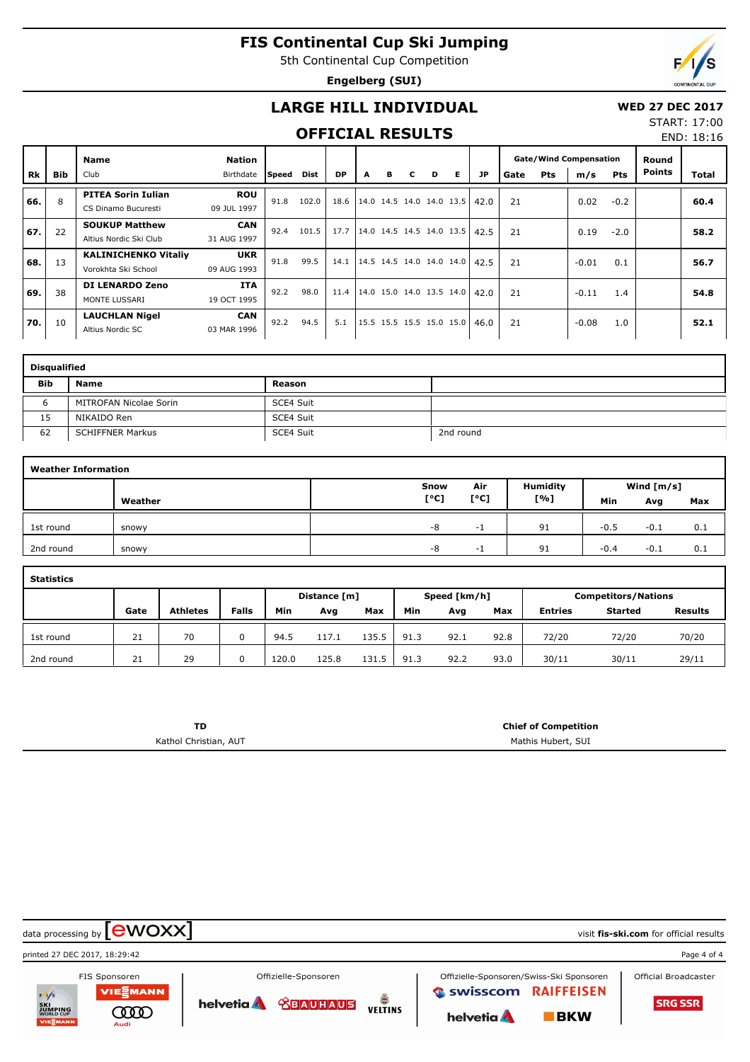# FIS Continental Cup Ski Jumping

5th Continental Cup Competition

**Engelberg (SUI)**

## LARGE HILL INDIVIDUAL

## OFFICIAL RESULTS

**WED 27 DEC 2017**

START: 17:00

END: 18:16

| Rk | Bib | Name / Club | Nation / Birthdate | Speed | Dist | DP | A | B | C | D | E | JP | Gate | Pts | m/s | Pts | Round Points | Total |
|---|---|---|---|---|---|---|---|---|---|---|---|---|---|---|---|---|---|---|
| 66. | 8 | **PITEA Sorin Iulian** CS Dinamo Bucuresti | **ROU** 09 JUL 1997 | 91.8 | 102.0 | 18.6 | 14.0 | 14.5 | 14.0 | 14.0 | 13.5 | 42.0 | 21 | | 0.02 | -0.2 | | **60.4** |
| 67. | 22 | **SOUKUP Matthew** Altius Nordic Ski Club | **CAN** 31 AUG 1997 | 92.4 | 101.5 | 17.7 | 14.0 | 14.5 | 14.5 | 14.0 | 13.5 | 42.5 | 21 | | 0.19 | -2.0 | | **58.2** |
| 68. | 13 | **KALINICHENKO Vitaliy** Vorokhta Ski School | **UKR** 09 AUG 1993 | 91.8 | 99.5 | 14.1 | 14.5 | 14.5 | 14.0 | 14.0 | 14.0 | 42.5 | 21 | | -0.01 | 0.1 | | **56.7** |
| 69. | 38 | **DI LENARDO Zeno** MONTE LUSSARI | **ITA** 19 OCT 1995 | 92.2 | 98.0 | 11.4 | 14.0 | 15.0 | 14.0 | 13.5 | 14.0 | 42.0 | 21 | | -0.11 | 1.4 | | **54.8** |
| 70. | 10 | **LAUCHLAN Nigel** Altius Nordic SC | **CAN** 03 MAR 1996 | 92.2 | 94.5 | 5.1 | 15.5 | 15.5 | 15.5 | 15.0 | 15.0 | 46.0 | 21 | | -0.08 | 1.0 | | **52.1** |

**Disqualified**

| Bib | Name | Reason | |
|---|---|---|---|
| 6 | MITROFAN Nicolae Sorin | SCE4 Suit | |
| 15 | NIKAIDO Ren | SCE4 Suit | |
| 62 | SCHIFFNER Markus | SCE4 Suit | 2nd round |

**Weather Information**

| | Weather | Snow [°C] | Air [°C] | Humidity [%] | Wind [m/s] Min | Avg | Max |
|---|---|---|---|---|---|---|---|
| 1st round | snowy | -8 | -1 | 91 | -0.5 | -0.1 | 0.1 |
| 2nd round | snowy | -8 | -1 | 91 | -0.4 | -0.1 | 0.1 |

**Statistics**

| | Gate | Athletes | Falls | Distance [m] Min | Avg | Max | Speed [km/h] Min | Avg | Max | Competitors/Nations Entries | Started | Results |
|---|---|---|---|---|---|---|---|---|---|---|---|---|
| 1st round | 21 | 70 | 0 | 94.5 | 117.1 | 135.5 | 91.3 | 92.1 | 92.8 | 72/20 | 72/20 | 70/20 |
| 2nd round | 21 | 29 | 0 | 120.0 | 125.8 | 131.5 | 91.3 | 92.2 | 93.0 | 30/11 | 30/11 | 29/11 |

**TD**
Kathol Christian, AUT

**Chief of Competition**
Mathis Hubert, SUI

data processing by ewoxx — visit **fis-ski.com** for official results

printed 27 DEC 2017, 18:29:42

FIS Sponsoren: VIESMANN, Audi | Offizielle-Sponsoren: helvetia, BAUHAUS, VELTINS | Offizielle-Sponsoren/Swiss-Ski Sponsoren: swisscom, RAIFFEISEN, helvetia, BKW | Official Broadcaster: SRG SSR